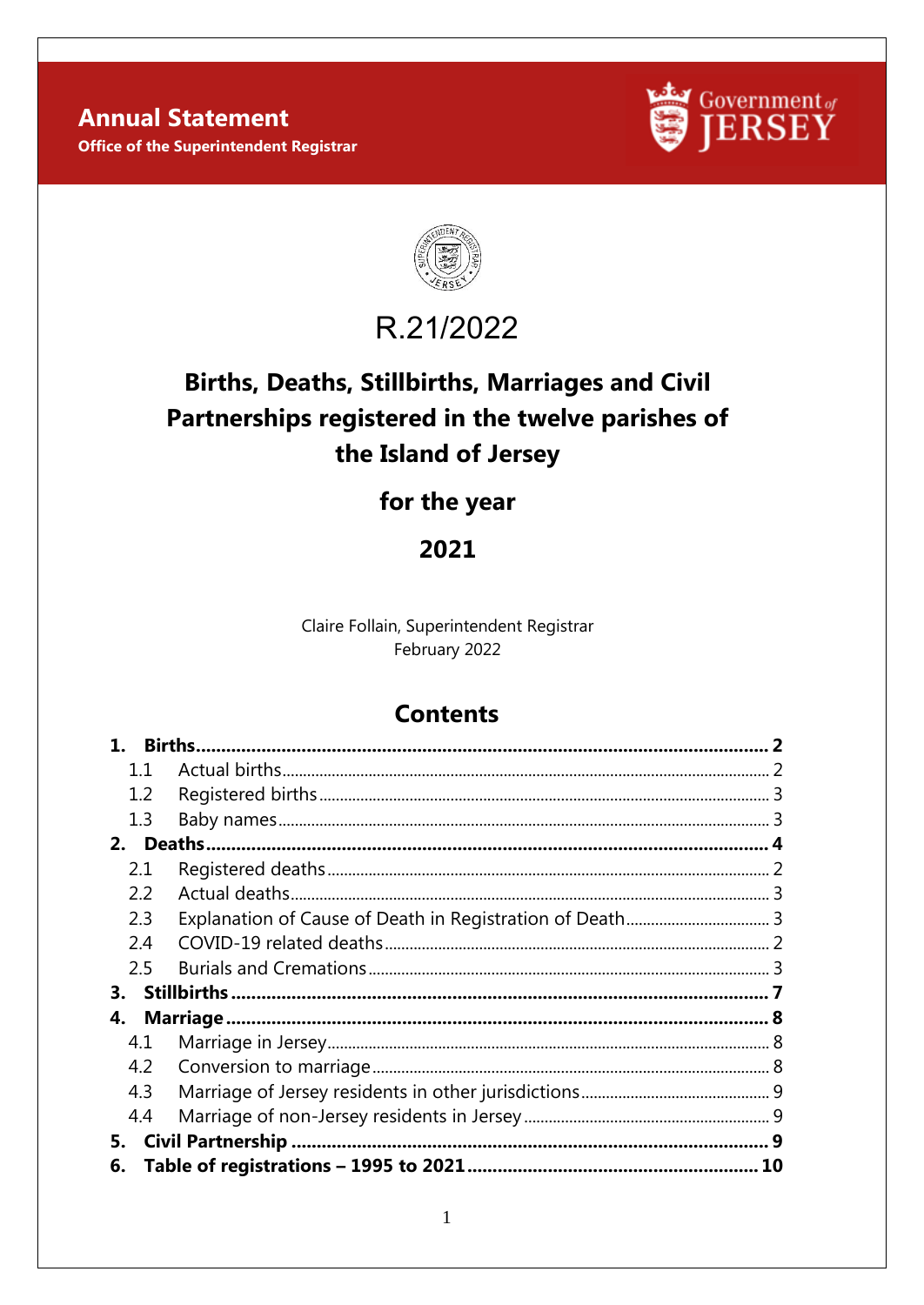**Annual Statement**
**Office of the Superintendent Registrar**

Government of JERSEY

# R.21/2022

# Births, Deaths, Stillbirths, Marriages and Civil Partnerships registered in the twelve parishes of the Island of Jersey

## for the year

## 2021

Claire Follain, Superintendent Registrar
February 2022

## Contents

**1. Births** ........ **2**
- 1.1 Actual births ........ 2
- 1.2 Registered births ........ 3
- 1.3 Baby names ........ 3

**2. Deaths** ........ **4**
- 2.1 Registered deaths ........ 2
- 2.2 Actual deaths ........ 3
- 2.3 Explanation of Cause of Death in Registration of Death ........ 3
- 2.4 COVID-19 related deaths ........ 2
- 2.5 Burials and Cremations ........ 3

**3. Stillbirths** ........ **7**

**4. Marriage** ........ **8**
- 4.1 Marriage in Jersey ........ 8
- 4.2 Conversion to marriage ........ 8
- 4.3 Marriage of Jersey residents in other jurisdictions ........ 9
- 4.4 Marriage of non-Jersey residents in Jersey ........ 9

**5. Civil Partnership** ........ **9**

**6. Table of registrations – 1995 to 2021** ........ **10**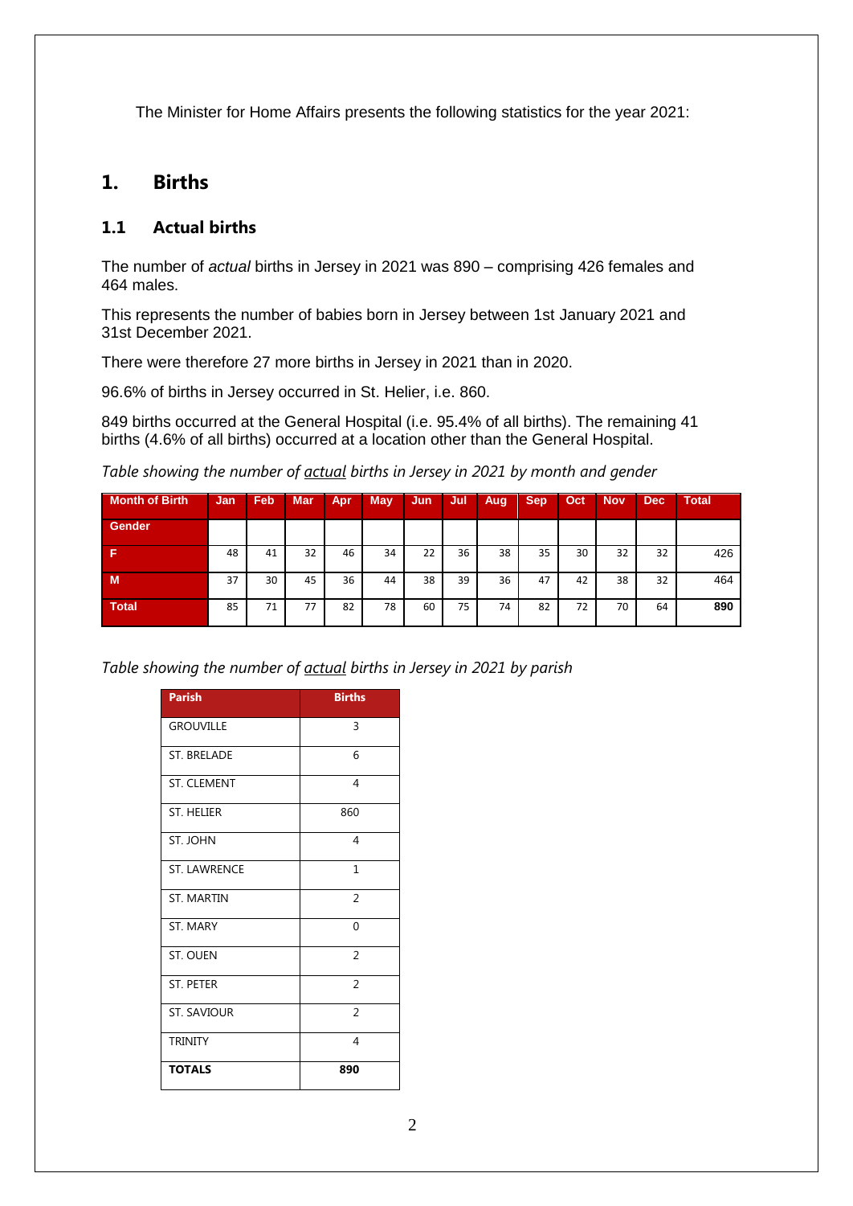The Minister for Home Affairs presents the following statistics for the year 2021:

# 1. Births

## 1.1 Actual births

The number of *actual* births in Jersey in 2021 was 890 – comprising 426 females and 464 males.

This represents the number of babies born in Jersey between 1st January 2021 and 31st December 2021.

There were therefore 27 more births in Jersey in 2021 than in 2020.

96.6% of births in Jersey occurred in St. Helier, i.e. 860.

849 births occurred at the General Hospital (i.e. 95.4% of all births). The remaining 41 births (4.6% of all births) occurred at a location other than the General Hospital.

*Table showing the number of actual births in Jersey in 2021 by month and gender*

| Month of Birth | Jan | Feb | Mar | Apr | May | Jun | Jul | Aug | Sep | Oct | Nov | Dec | Total |
|---|---|---|---|---|---|---|---|---|---|---|---|---|---|
| Gender | | | | | | | | | | | | | |
| F | 48 | 41 | 32 | 46 | 34 | 22 | 36 | 38 | 35 | 30 | 32 | 32 | 426 |
| M | 37 | 30 | 45 | 36 | 44 | 38 | 39 | 36 | 47 | 42 | 38 | 32 | 464 |
| Total | 85 | 71 | 77 | 82 | 78 | 60 | 75 | 74 | 82 | 72 | 70 | 64 | **890** |

*Table showing the number of actual births in Jersey in 2021 by parish*

| Parish | Births |
|---|---|
| GROUVILLE | 3 |
| ST. BRELADE | 6 |
| ST. CLEMENT | 4 |
| ST. HELIER | 860 |
| ST. JOHN | 4 |
| ST. LAWRENCE | 1 |
| ST. MARTIN | 2 |
| ST. MARY | 0 |
| ST. OUEN | 2 |
| ST. PETER | 2 |
| ST. SAVIOUR | 2 |
| TRINITY | 4 |
| **TOTALS** | **890** |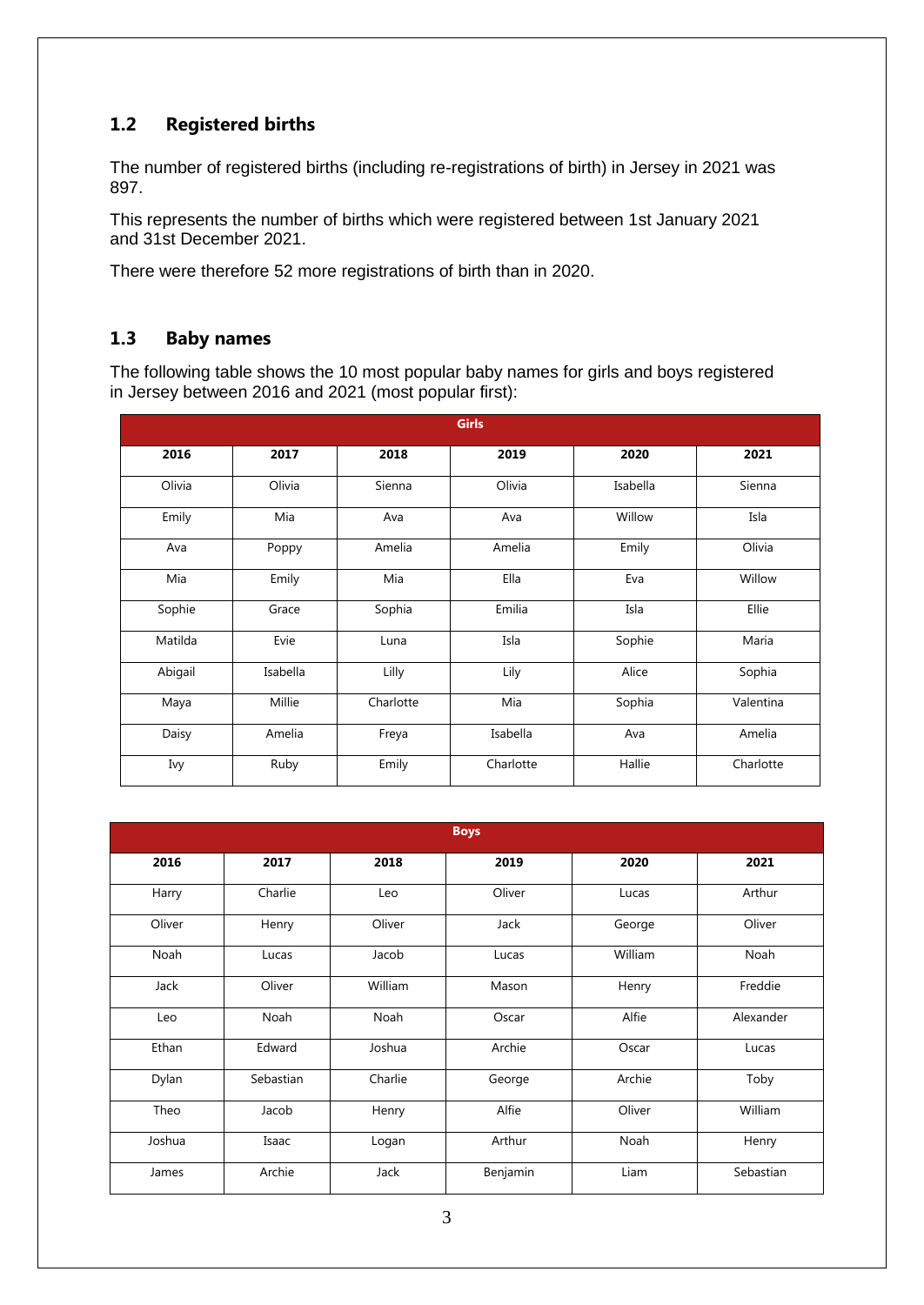## 1.2 Registered births

The number of registered births (including re-registrations of birth) in Jersey in 2021 was 897.

This represents the number of births which were registered between 1st January 2021 and 31st December 2021.

There were therefore 52 more registrations of birth than in 2020.

## 1.3 Baby names

The following table shows the 10 most popular baby names for girls and boys registered in Jersey between 2016 and 2021 (most popular first):

| Girls | | | | | |
|---|---|---|---|---|---|
| **2016** | **2017** | **2018** | **2019** | **2020** | **2021** |
| Olivia | Olivia | Sienna | Olivia | Isabella | Sienna |
| Emily | Mia | Ava | Ava | Willow | Isla |
| Ava | Poppy | Amelia | Amelia | Emily | Olivia |
| Mia | Emily | Mia | Ella | Eva | Willow |
| Sophie | Grace | Sophia | Emilia | Isla | Ellie |
| Matilda | Evie | Luna | Isla | Sophie | Maria |
| Abigail | Isabella | Lilly | Lily | Alice | Sophia |
| Maya | Millie | Charlotte | Mia | Sophia | Valentina |
| Daisy | Amelia | Freya | Isabella | Ava | Amelia |
| Ivy | Ruby | Emily | Charlotte | Hallie | Charlotte |

| Boys | | | | | |
|---|---|---|---|---|---|
| **2016** | **2017** | **2018** | **2019** | **2020** | **2021** |
| Harry | Charlie | Leo | Oliver | Lucas | Arthur |
| Oliver | Henry | Oliver | Jack | George | Oliver |
| Noah | Lucas | Jacob | Lucas | William | Noah |
| Jack | Oliver | William | Mason | Henry | Freddie |
| Leo | Noah | Noah | Oscar | Alfie | Alexander |
| Ethan | Edward | Joshua | Archie | Oscar | Lucas |
| Dylan | Sebastian | Charlie | George | Archie | Toby |
| Theo | Jacob | Henry | Alfie | Oliver | William |
| Joshua | Isaac | Logan | Arthur | Noah | Henry |
| James | Archie | Jack | Benjamin | Liam | Sebastian |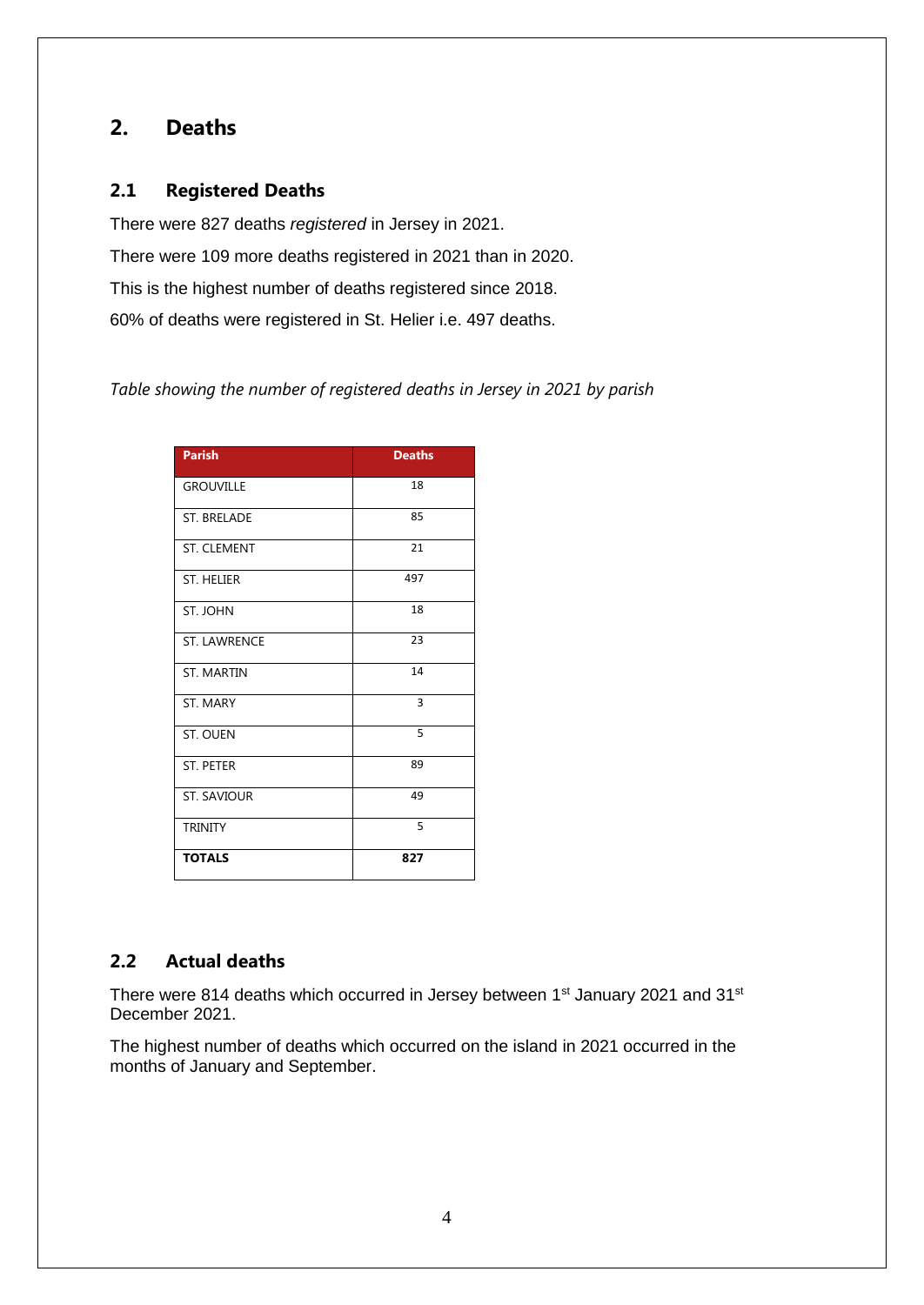## 2. Deaths

### 2.1 Registered Deaths

There were 827 deaths *registered* in Jersey in 2021.

There were 109 more deaths registered in 2021 than in 2020.

This is the highest number of deaths registered since 2018.

60% of deaths were registered in St. Helier i.e. 497 deaths.

*Table showing the number of registered deaths in Jersey in 2021 by parish*

| Parish | Deaths |
|---|---|
| GROUVILLE | 18 |
| ST. BRELADE | 85 |
| ST. CLEMENT | 21 |
| ST. HELIER | 497 |
| ST. JOHN | 18 |
| ST. LAWRENCE | 23 |
| ST. MARTIN | 14 |
| ST. MARY | 3 |
| ST. OUEN | 5 |
| ST. PETER | 89 |
| ST. SAVIOUR | 49 |
| TRINITY | 5 |
| **TOTALS** | **827** |

### 2.2 Actual deaths

There were 814 deaths which occurred in Jersey between 1st January 2021 and 31st December 2021.

The highest number of deaths which occurred on the island in 2021 occurred in the months of January and September.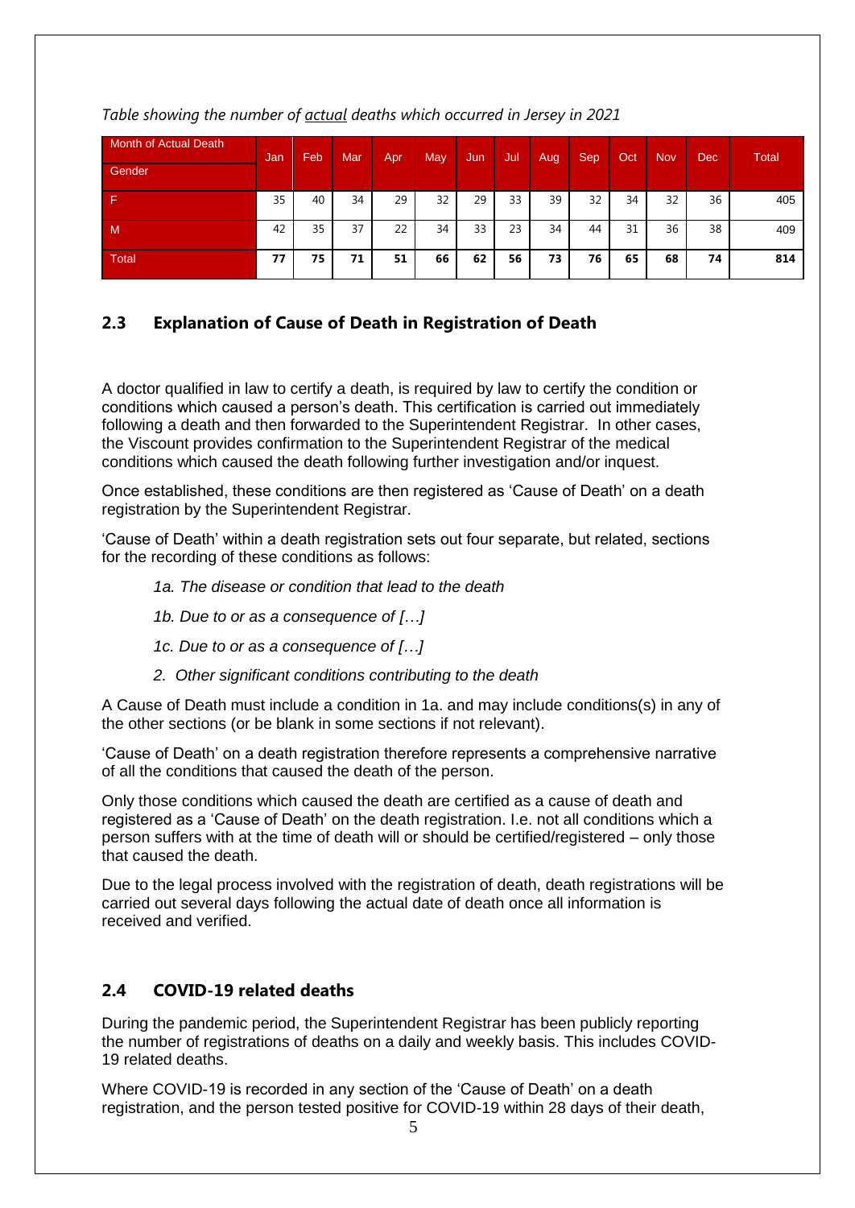*Table showing the number of actual deaths which occurred in Jersey in 2021*

| Month of Actual Death / Gender | Jan | Feb | Mar | Apr | May | Jun | Jul | Aug | Sep | Oct | Nov | Dec | Total |
|---|---|---|---|---|---|---|---|---|---|---|---|---|---|
| F | 35 | 40 | 34 | 29 | 32 | 29 | 33 | 39 | 32 | 34 | 32 | 36 | 405 |
| M | 42 | 35 | 37 | 22 | 34 | 33 | 23 | 34 | 44 | 31 | 36 | 38 | 409 |
| Total | **77** | **75** | **71** | **51** | **66** | **62** | **56** | **73** | **76** | **65** | **68** | **74** | **814** |

## 2.3 Explanation of Cause of Death in Registration of Death

A doctor qualified in law to certify a death, is required by law to certify the condition or conditions which caused a person's death. This certification is carried out immediately following a death and then forwarded to the Superintendent Registrar. In other cases, the Viscount provides confirmation to the Superintendent Registrar of the medical conditions which caused the death following further investigation and/or inquest.

Once established, these conditions are then registered as 'Cause of Death' on a death registration by the Superintendent Registrar.

'Cause of Death' within a death registration sets out four separate, but related, sections for the recording of these conditions as follows:

- *1a. The disease or condition that lead to the death*
- *1b. Due to or as a consequence of […]*
- *1c. Due to or as a consequence of […]*
- *2. Other significant conditions contributing to the death*

A Cause of Death must include a condition in 1a. and may include conditions(s) in any of the other sections (or be blank in some sections if not relevant).

'Cause of Death' on a death registration therefore represents a comprehensive narrative of all the conditions that caused the death of the person.

Only those conditions which caused the death are certified as a cause of death and registered as a 'Cause of Death' on the death registration. I.e. not all conditions which a person suffers with at the time of death will or should be certified/registered – only those that caused the death.

Due to the legal process involved with the registration of death, death registrations will be carried out several days following the actual date of death once all information is received and verified.

## 2.4 COVID-19 related deaths

During the pandemic period, the Superintendent Registrar has been publicly reporting the number of registrations of deaths on a daily and weekly basis. This includes COVID-19 related deaths.

Where COVID-19 is recorded in any section of the 'Cause of Death' on a death registration, and the person tested positive for COVID-19 within 28 days of their death,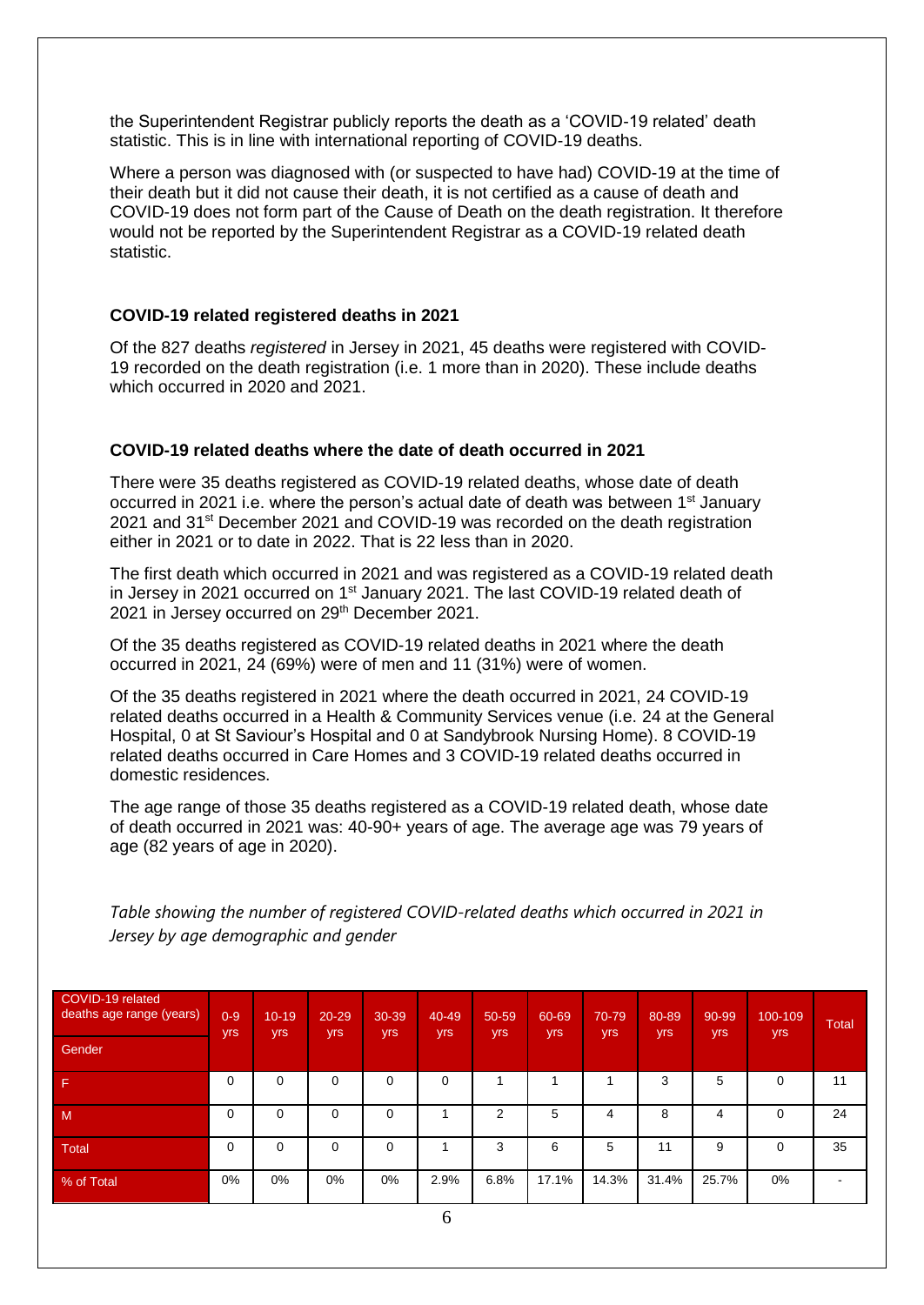the Superintendent Registrar publicly reports the death as a 'COVID-19 related' death statistic. This is in line with international reporting of COVID-19 deaths.

Where a person was diagnosed with (or suspected to have had) COVID-19 at the time of their death but it did not cause their death, it is not certified as a cause of death and COVID-19 does not form part of the Cause of Death on the death registration. It therefore would not be reported by the Superintendent Registrar as a COVID-19 related death statistic.

### COVID-19 related registered deaths in 2021

Of the 827 deaths *registered* in Jersey in 2021, 45 deaths were registered with COVID-19 recorded on the death registration (i.e. 1 more than in 2020). These include deaths which occurred in 2020 and 2021.

### COVID-19 related deaths where the date of death occurred in 2021

There were 35 deaths registered as COVID-19 related deaths, whose date of death occurred in 2021 i.e. where the person's actual date of death was between 1st January 2021 and 31st December 2021 and COVID-19 was recorded on the death registration either in 2021 or to date in 2022. That is 22 less than in 2020.

The first death which occurred in 2021 and was registered as a COVID-19 related death in Jersey in 2021 occurred on 1st January 2021. The last COVID-19 related death of 2021 in Jersey occurred on 29th December 2021.

Of the 35 deaths registered as COVID-19 related deaths in 2021 where the death occurred in 2021, 24 (69%) were of men and 11 (31%) were of women.

Of the 35 deaths registered in 2021 where the death occurred in 2021, 24 COVID-19 related deaths occurred in a Health & Community Services venue (i.e. 24 at the General Hospital, 0 at St Saviour's Hospital and 0 at Sandybrook Nursing Home). 8 COVID-19 related deaths occurred in Care Homes and 3 COVID-19 related deaths occurred in domestic residences.

The age range of those 35 deaths registered as a COVID-19 related death, whose date of death occurred in 2021 was: 40-90+ years of age. The average age was 79 years of age (82 years of age in 2020).

*Table showing the number of registered COVID-related deaths which occurred in 2021 in Jersey by age demographic and gender*

| COVID-19 related deaths age range (years) / Gender | 0-9 yrs | 10-19 yrs | 20-29 yrs | 30-39 yrs | 40-49 yrs | 50-59 yrs | 60-69 yrs | 70-79 yrs | 80-89 yrs | 90-99 yrs | 100-109 yrs | Total |
|---|---|---|---|---|---|---|---|---|---|---|---|---|
| F | 0 | 0 | 0 | 0 | 0 | 1 | 1 | 1 | 3 | 5 | 0 | 11 |
| M | 0 | 0 | 0 | 0 | 1 | 2 | 5 | 4 | 8 | 4 | 0 | 24 |
| Total | 0 | 0 | 0 | 0 | 1 | 3 | 6 | 5 | 11 | 9 | 0 | 35 |
| % of Total | 0% | 0% | 0% | 0% | 2.9% | 6.8% | 17.1% | 14.3% | 31.4% | 25.7% | 0% | - |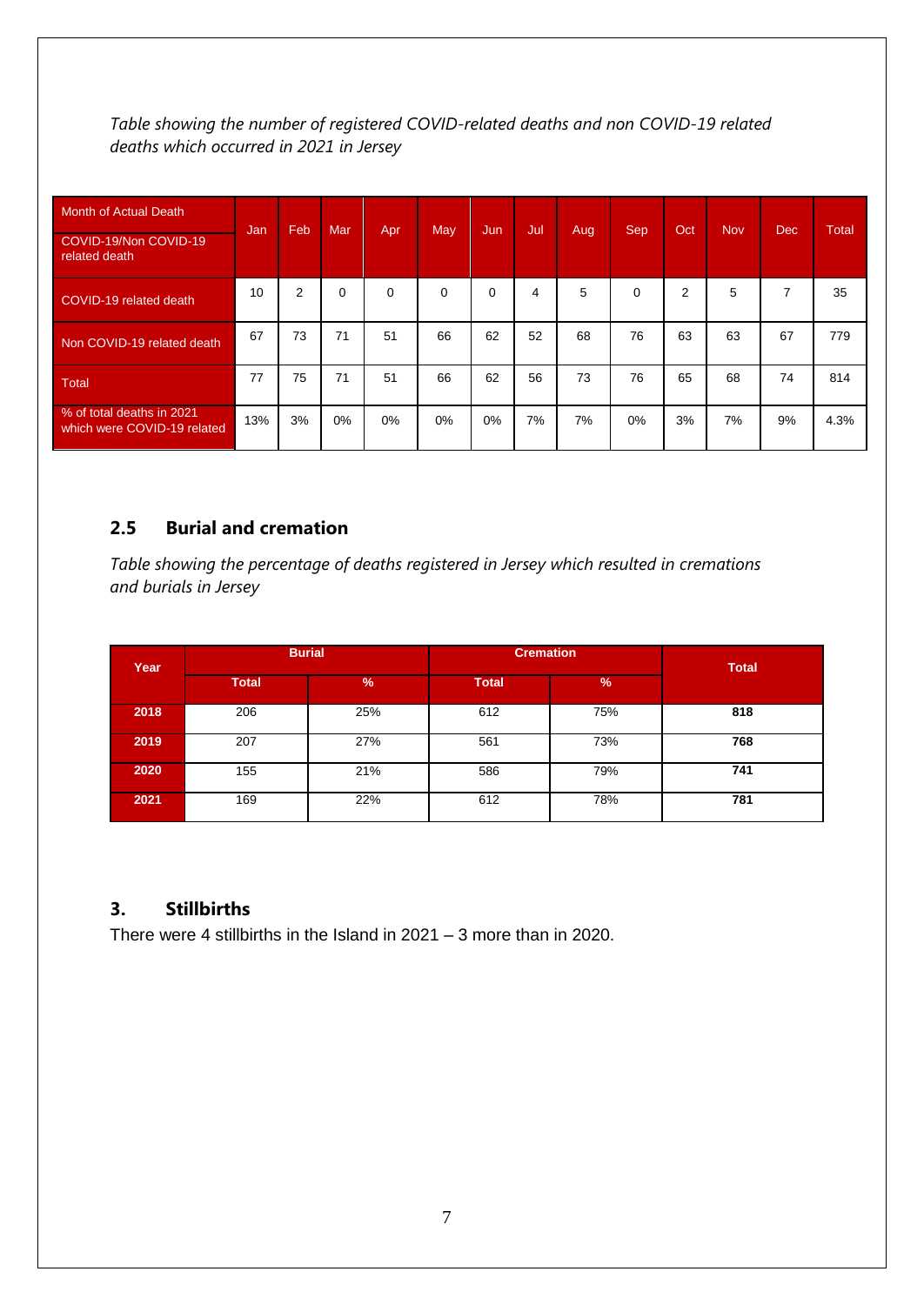*Table showing the number of registered COVID-related deaths and non COVID-19 related deaths which occurred in 2021 in Jersey*

| Month of Actual Death / COVID-19/Non COVID-19 related death | Jan | Feb | Mar | Apr | May | Jun | Jul | Aug | Sep | Oct | Nov | Dec | Total |
|---|---|---|---|---|---|---|---|---|---|---|---|---|---|
| COVID-19 related death | 10 | 2 | 0 | 0 | 0 | 0 | 4 | 5 | 0 | 2 | 5 | 7 | 35 |
| Non COVID-19 related death | 67 | 73 | 71 | 51 | 66 | 62 | 52 | 68 | 76 | 63 | 63 | 67 | 779 |
| Total | 77 | 75 | 71 | 51 | 66 | 62 | 56 | 73 | 76 | 65 | 68 | 74 | 814 |
| % of total deaths in 2021 which were COVID-19 related | 13% | 3% | 0% | 0% | 0% | 0% | 7% | 7% | 0% | 3% | 7% | 9% | 4.3% |

## 2.5 Burial and cremation

*Table showing the percentage of deaths registered in Jersey which resulted in cremations and burials in Jersey*

| Year | Burial | | Cremation | | Total |
|---|---|---|---|---|---|
| | Total | % | Total | % | |
| 2018 | 206 | 25% | 612 | 75% | 818 |
| 2019 | 207 | 27% | 561 | 73% | 768 |
| 2020 | 155 | 21% | 586 | 79% | 741 |
| 2021 | 169 | 22% | 612 | 78% | 781 |

# 3. Stillbirths

There were 4 stillbirths in the Island in 2021 – 3 more than in 2020.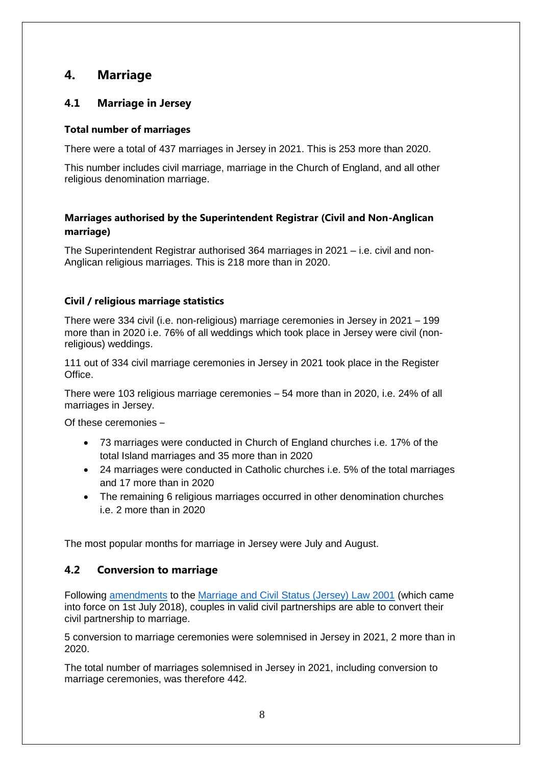# 4. Marriage

## 4.1 Marriage in Jersey

### Total number of marriages

There were a total of 437 marriages in Jersey in 2021. This is 253 more than 2020.

This number includes civil marriage, marriage in the Church of England, and all other religious denomination marriage.

### Marriages authorised by the Superintendent Registrar (Civil and Non-Anglican marriage)

The Superintendent Registrar authorised 364 marriages in 2021 – i.e. civil and non-Anglican religious marriages. This is 218 more than in 2020.

### Civil / religious marriage statistics

There were 334 civil (i.e. non-religious) marriage ceremonies in Jersey in 2021 – 199 more than in 2020 i.e. 76% of all weddings which took place in Jersey were civil (non-religious) weddings.

111 out of 334 civil marriage ceremonies in Jersey in 2021 took place in the Register Office.

There were 103 religious marriage ceremonies – 54 more than in 2020, i.e. 24% of all marriages in Jersey.

Of these ceremonies –

- 73 marriages were conducted in Church of England churches i.e. 17% of the total Island marriages and 35 more than in 2020
- 24 marriages were conducted in Catholic churches i.e. 5% of the total marriages and 17 more than in 2020
- The remaining 6 religious marriages occurred in other denomination churches i.e. 2 more than in 2020

The most popular months for marriage in Jersey were July and August.

## 4.2 Conversion to marriage

Following amendments to the Marriage and Civil Status (Jersey) Law 2001 (which came into force on 1st July 2018), couples in valid civil partnerships are able to convert their civil partnership to marriage.

5 conversion to marriage ceremonies were solemnised in Jersey in 2021, 2 more than in 2020.

The total number of marriages solemnised in Jersey in 2021, including conversion to marriage ceremonies, was therefore 442.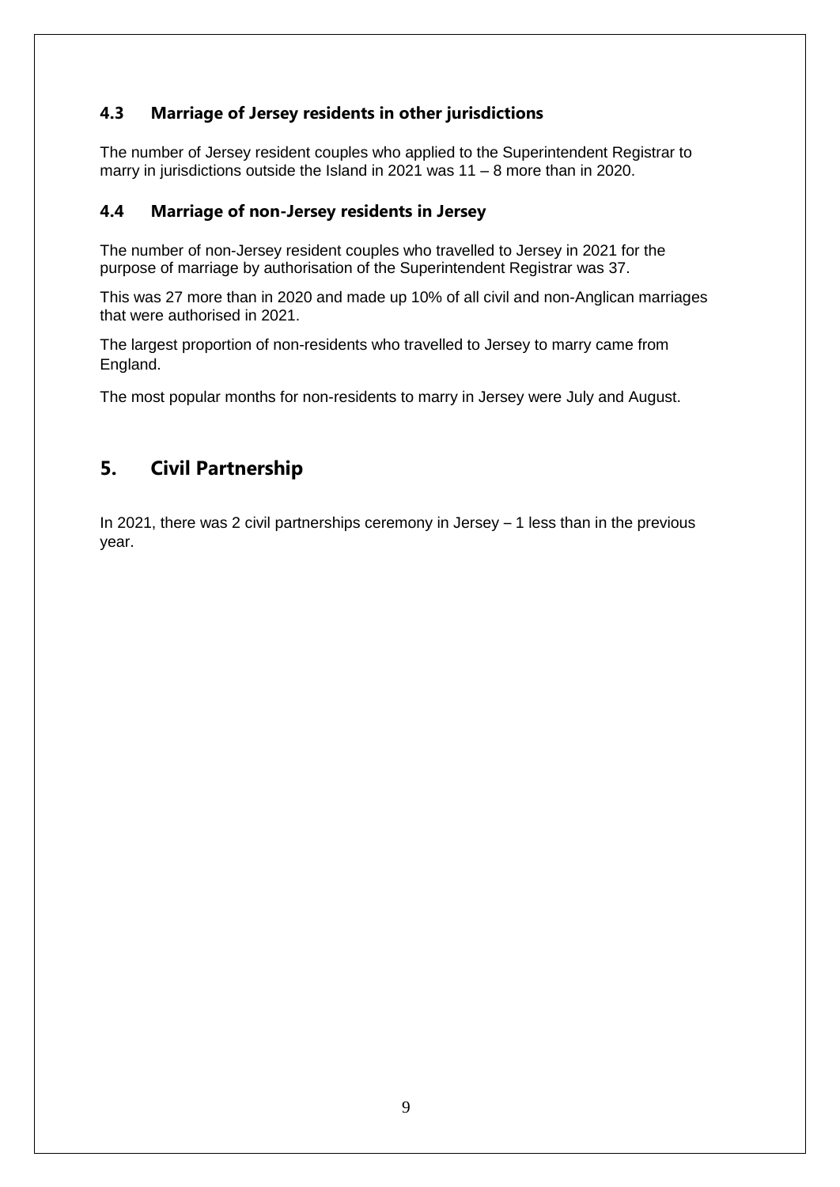### 4.3 Marriage of Jersey residents in other jurisdictions

The number of Jersey resident couples who applied to the Superintendent Registrar to marry in jurisdictions outside the Island in 2021 was 11 – 8 more than in 2020.

### 4.4 Marriage of non-Jersey residents in Jersey

The number of non-Jersey resident couples who travelled to Jersey in 2021 for the purpose of marriage by authorisation of the Superintendent Registrar was 37.

This was 27 more than in 2020 and made up 10% of all civil and non-Anglican marriages that were authorised in 2021.

The largest proportion of non-residents who travelled to Jersey to marry came from England.

The most popular months for non-residents to marry in Jersey were July and August.

## 5. Civil Partnership

In 2021, there was 2 civil partnerships ceremony in Jersey – 1 less than in the previous year.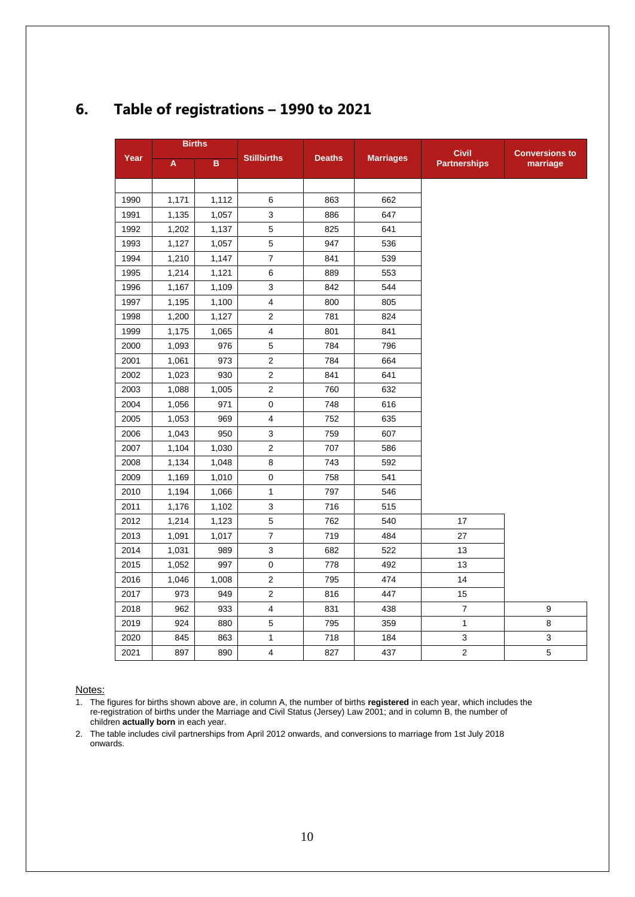## 6. Table of registrations – 1990 to 2021

| Year | Births | | Stillbirths | Deaths | Marriages | Civil Partnerships | Conversions to marriage |
|---|---|---|---|---|---|---|---|
| | A | B | | | | | |
| 1990 | 1,171 | 1,112 | 6 | 863 | 662 | | |
| 1991 | 1,135 | 1,057 | 3 | 886 | 647 | | |
| 1992 | 1,202 | 1,137 | 5 | 825 | 641 | | |
| 1993 | 1,127 | 1,057 | 5 | 947 | 536 | | |
| 1994 | 1,210 | 1,147 | 7 | 841 | 539 | | |
| 1995 | 1,214 | 1,121 | 6 | 889 | 553 | | |
| 1996 | 1,167 | 1,109 | 3 | 842 | 544 | | |
| 1997 | 1,195 | 1,100 | 4 | 800 | 805 | | |
| 1998 | 1,200 | 1,127 | 2 | 781 | 824 | | |
| 1999 | 1,175 | 1,065 | 4 | 801 | 841 | | |
| 2000 | 1,093 | 976 | 5 | 784 | 796 | | |
| 2001 | 1,061 | 973 | 2 | 784 | 664 | | |
| 2002 | 1,023 | 930 | 2 | 841 | 641 | | |
| 2003 | 1,088 | 1,005 | 2 | 760 | 632 | | |
| 2004 | 1,056 | 971 | 0 | 748 | 616 | | |
| 2005 | 1,053 | 969 | 4 | 752 | 635 | | |
| 2006 | 1,043 | 950 | 3 | 759 | 607 | | |
| 2007 | 1,104 | 1,030 | 2 | 707 | 586 | | |
| 2008 | 1,134 | 1,048 | 8 | 743 | 592 | | |
| 2009 | 1,169 | 1,010 | 0 | 758 | 541 | | |
| 2010 | 1,194 | 1,066 | 1 | 797 | 546 | | |
| 2011 | 1,176 | 1,102 | 3 | 716 | 515 | | |
| 2012 | 1,214 | 1,123 | 5 | 762 | 540 | 17 | |
| 2013 | 1,091 | 1,017 | 7 | 719 | 484 | 27 | |
| 2014 | 1,031 | 989 | 3 | 682 | 522 | 13 | |
| 2015 | 1,052 | 997 | 0 | 778 | 492 | 13 | |
| 2016 | 1,046 | 1,008 | 2 | 795 | 474 | 14 | |
| 2017 | 973 | 949 | 2 | 816 | 447 | 15 | |
| 2018 | 962 | 933 | 4 | 831 | 438 | 7 | 9 |
| 2019 | 924 | 880 | 5 | 795 | 359 | 1 | 8 |
| 2020 | 845 | 863 | 1 | 718 | 184 | 3 | 3 |
| 2021 | 897 | 890 | 4 | 827 | 437 | 2 | 5 |

Notes:

1. The figures for births shown above are, in column A, the number of births **registered** in each year, which includes the re-registration of births under the Marriage and Civil Status (Jersey) Law 2001; and in column B, the number of children **actually born** in each year.
2. The table includes civil partnerships from April 2012 onwards, and conversions to marriage from 1st July 2018 onwards.